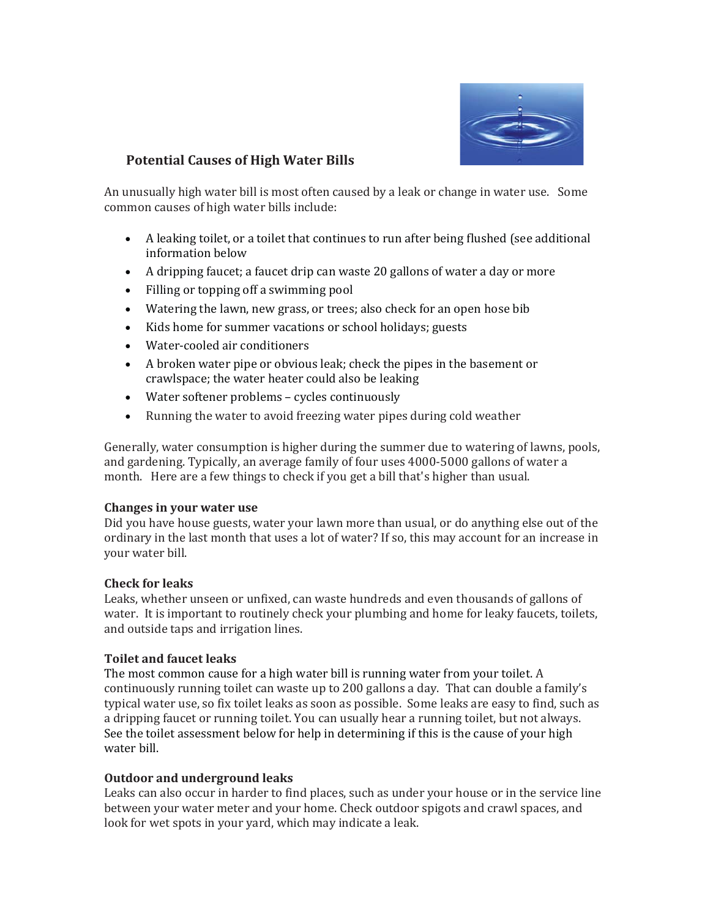## Potential Causes of High Water Bills

An unusually high water bill is most often caused by a leak or change in water use. Some common causes of high water bills include:

- A leaking toilet, or a toilet that continues to run after being flushed (see additional information below
- A dripping faucet; a faucet drip can waste 20 gallons of water a day or more
- Filling or topping off a swimming pool
- Watering the lawn, new grass, or trees; also check for an open hose bib
- Kids home for summer vacations or school holidays; guests
- Water-cooled air conditioners
- A broken water pipe or obvious leak; check the pipes in the basement or crawlspace; the water heater could also be leaking
- Water softener problems – cycles continuously
- Running the water to avoid freezing water pipes during cold weather

Generally, water consumption is higher during the summer due to watering of lawns, pools, and gardening. Typically, an average family of four uses 4000-5000 gallons of water a month. Here are a few things to check if you get a bill that's higher than usual.

**Changes in your water use**
Did you have house guests, water your lawn more than usual, or do anything else out of the ordinary in the last month that uses a lot of water? If so, this may account for an increase in your water bill.

**Check for leaks**
Leaks, whether unseen or unfixed, can waste hundreds and even thousands of gallons of water. It is important to routinely check your plumbing and home for leaky faucets, toilets, and outside taps and irrigation lines.

**Toilet and faucet leaks**
The most common cause for a high water bill is running water from your toilet. A continuously running toilet can waste up to 200 gallons a day. That can double a family's typical water use, so fix toilet leaks as soon as possible. Some leaks are easy to find, such as a dripping faucet or running toilet. You can usually hear a running toilet, but not always. See the toilet assessment below for help in determining if this is the cause of your high water bill.

**Outdoor and underground leaks**
Leaks can also occur in harder to find places, such as under your house or in the service line between your water meter and your home. Check outdoor spigots and crawl spaces, and look for wet spots in your yard, which may indicate a leak.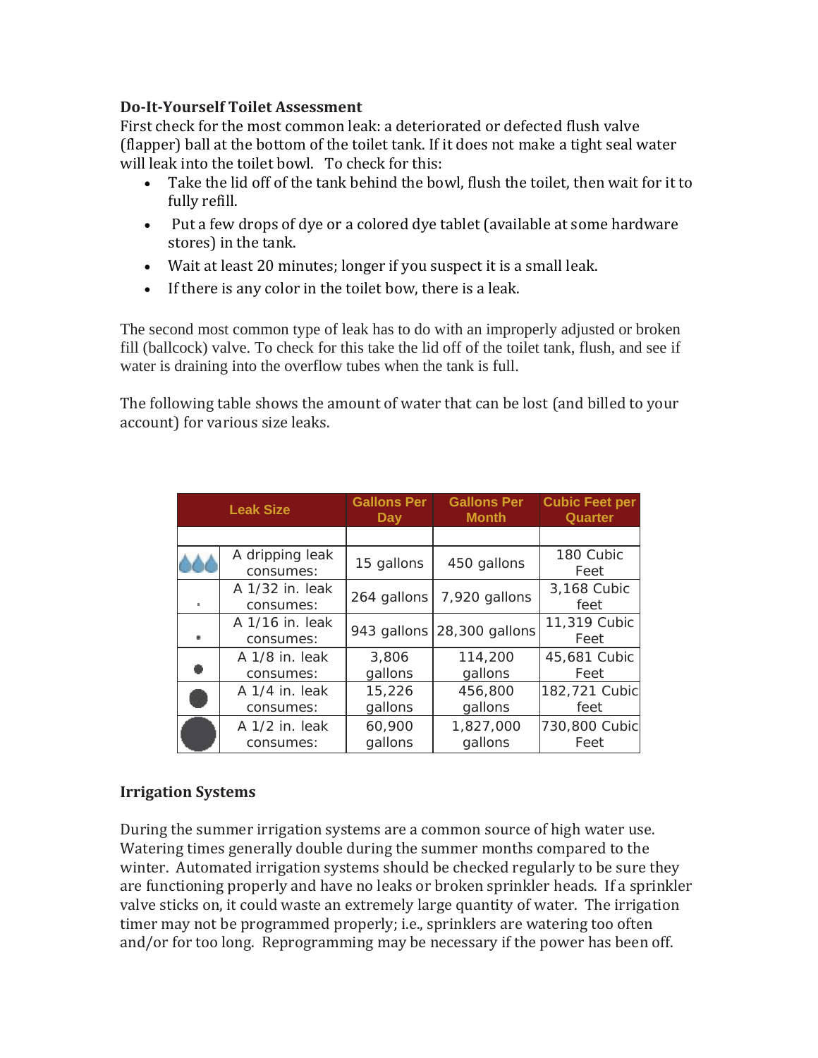**Do-It-Yourself Toilet Assessment**

First check for the most common leak: a deteriorated or defected flush valve (flapper) ball at the bottom of the toilet tank. If it does not make a tight seal water will leak into the toilet bowl. To check for this:

- Take the lid off of the tank behind the bowl, flush the toilet, then wait for it to fully refill.
- Put a few drops of dye or a colored dye tablet (available at some hardware stores) in the tank.
- Wait at least 20 minutes; longer if you suspect it is a small leak.
- If there is any color in the toilet bow, there is a leak.

The second most common type of leak has to do with an improperly adjusted or broken fill (ballcock) valve. To check for this take the lid off of the toilet tank, flush, and see if water is draining into the overflow tubes when the tank is full.

The following table shows the amount of water that can be lost (and billed to your account) for various size leaks.

| Leak Size | | Gallons Per Day | Gallons Per Month | Cubic Feet per Quarter |
|---|---|---|---|---|
| | | | | |
| | A dripping leak consumes: | 15 gallons | 450 gallons | 180 Cubic Feet |
| | A 1/32 in. leak consumes: | 264 gallons | 7,920 gallons | 3,168 Cubic feet |
| | A 1/16 in. leak consumes: | 943 gallons | 28,300 gallons | 11,319 Cubic Feet |
| | A 1/8 in. leak consumes: | 3,806 gallons | 114,200 gallons | 45,681 Cubic Feet |
| | A 1/4 in. leak consumes: | 15,226 gallons | 456,800 gallons | 182,721 Cubic feet |
| | A 1/2 in. leak consumes: | 60,900 gallons | 1,827,000 gallons | 730,800 Cubic Feet |

**Irrigation Systems**

During the summer irrigation systems are a common source of high water use. Watering times generally double during the summer months compared to the winter. Automated irrigation systems should be checked regularly to be sure they are functioning properly and have no leaks or broken sprinkler heads. If a sprinkler valve sticks on, it could waste an extremely large quantity of water. The irrigation timer may not be programmed properly; i.e., sprinklers are watering too often and/or for too long. Reprogramming may be necessary if the power has been off.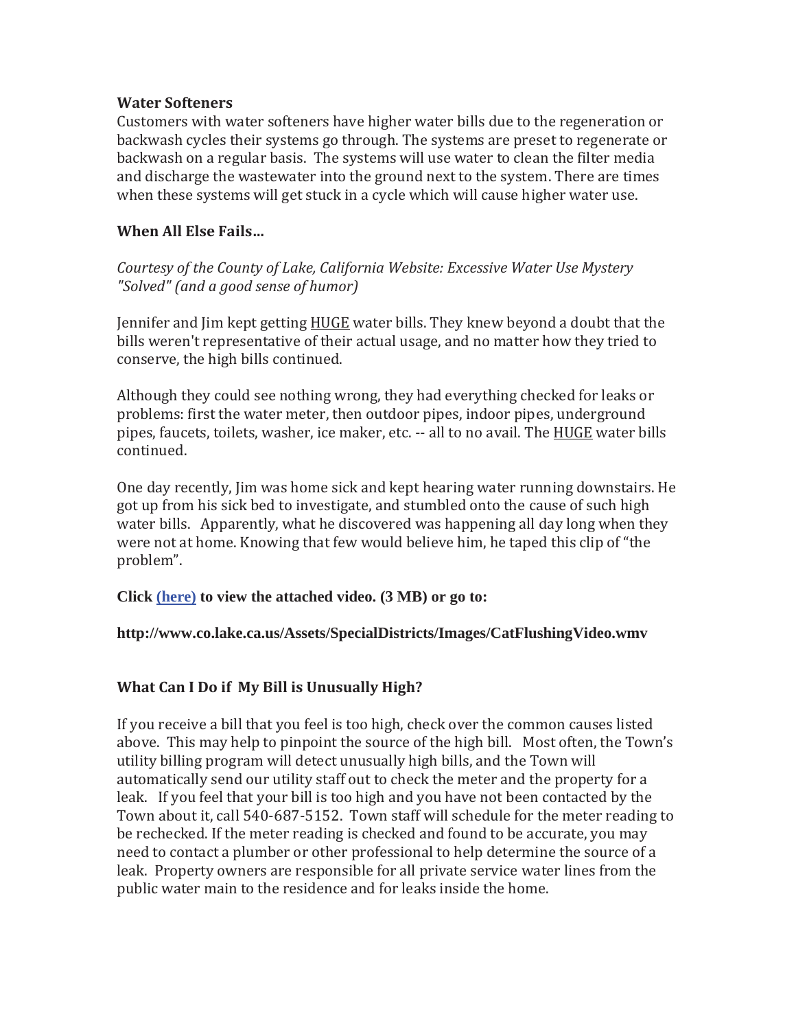**Water Softeners**

Customers with water softeners have higher water bills due to the regeneration or backwash cycles their systems go through. The systems are preset to regenerate or backwash on a regular basis. The systems will use water to clean the filter media and discharge the wastewater into the ground next to the system. There are times when these systems will get stuck in a cycle which will cause higher water use.

**When All Else Fails…**

*Courtesy of the County of Lake, California Website: Excessive Water Use Mystery "Solved" (and a good sense of humor)*

Jennifer and Jim kept getting <u>HUGE</u> water bills. They knew beyond a doubt that the bills weren't representative of their actual usage, and no matter how they tried to conserve, the high bills continued.

Although they could see nothing wrong, they had everything checked for leaks or problems: first the water meter, then outdoor pipes, indoor pipes, underground pipes, faucets, toilets, washer, ice maker, etc. -- all to no avail. The <u>HUGE</u> water bills continued.

One day recently, Jim was home sick and kept hearing water running downstairs. He got up from his sick bed to investigate, and stumbled onto the cause of such high water bills. Apparently, what he discovered was happening all day long when they were not at home. Knowing that few would believe him, he taped this clip of "the problem".

**Click [(here)] to view the attached video. (3 MB) or go to:**

**http://www.co.lake.ca.us/Assets/SpecialDistricts/Images/CatFlushingVideo.wmv**

**What Can I Do if My Bill is Unusually High?**

If you receive a bill that you feel is too high, check over the common causes listed above. This may help to pinpoint the source of the high bill. Most often, the Town's utility billing program will detect unusually high bills, and the Town will automatically send our utility staff out to check the meter and the property for a leak. If you feel that your bill is too high and you have not been contacted by the Town about it, call 540-687-5152. Town staff will schedule for the meter reading to be rechecked. If the meter reading is checked and found to be accurate, you may need to contact a plumber or other professional to help determine the source of a leak. Property owners are responsible for all private service water lines from the public water main to the residence and for leaks inside the home.